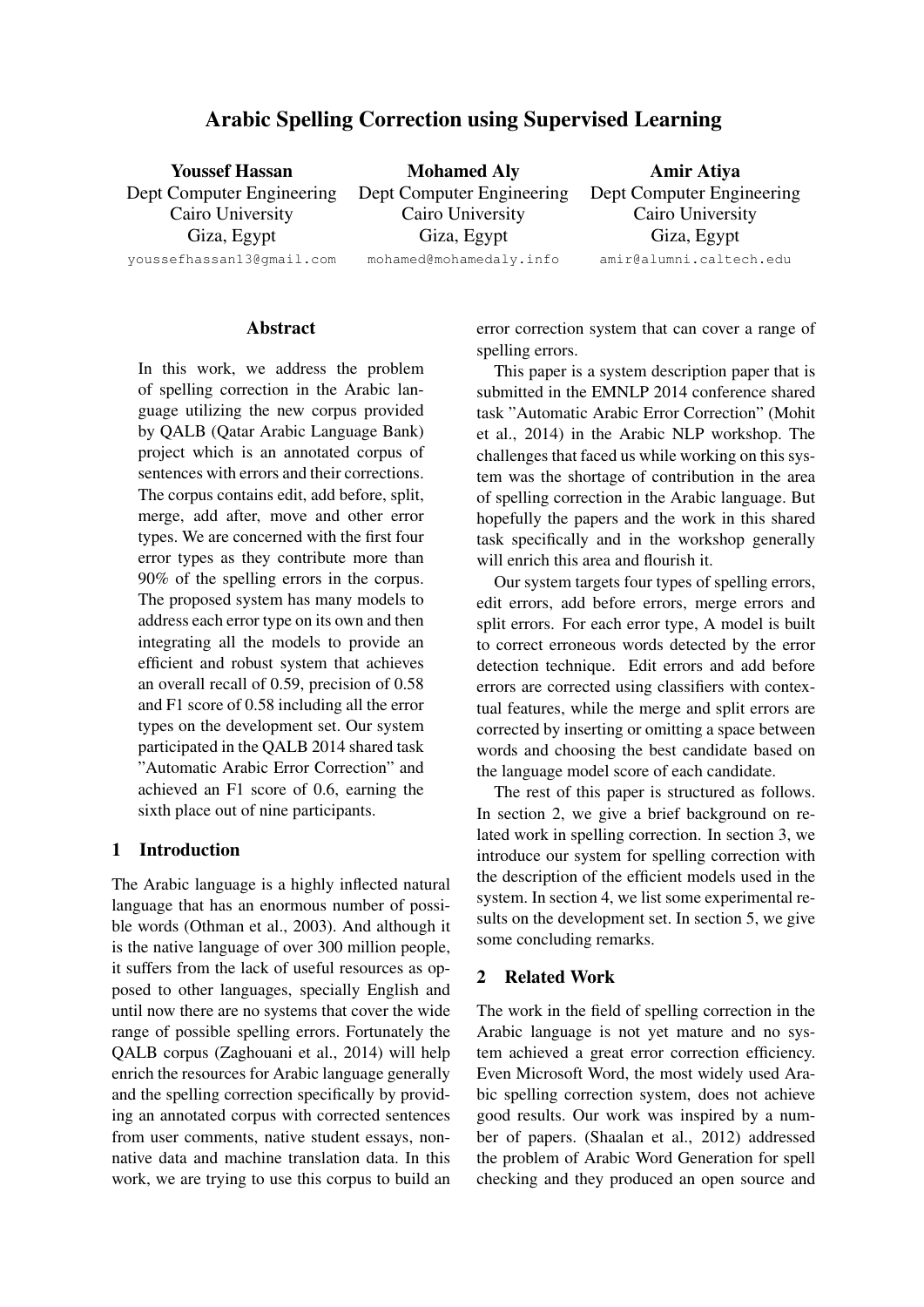# Arabic Spelling Correction using Supervised Learning

**Youssef Hassan**
Dept Computer Engineering
Cairo University
Giza, Egypt
youssefhassan13@gmail.com

**Mohamed Aly**
Dept Computer Engineering
Cairo University
Giza, Egypt
mohamed@mohamedaly.info

**Amir Atiya**
Dept Computer Engineering
Cairo University
Giza, Egypt
amir@alumni.caltech.edu

## Abstract

In this work, we address the problem of spelling correction in the Arabic language utilizing the new corpus provided by QALB (Qatar Arabic Language Bank) project which is an annotated corpus of sentences with errors and their corrections. The corpus contains edit, add before, split, merge, add after, move and other error types. We are concerned with the first four error types as they contribute more than 90% of the spelling errors in the corpus. The proposed system has many models to address each error type on its own and then integrating all the models to provide an efficient and robust system that achieves an overall recall of 0.59, precision of 0.58 and F1 score of 0.58 including all the error types on the development set. Our system participated in the QALB 2014 shared task "Automatic Arabic Error Correction" and achieved an F1 score of 0.6, earning the sixth place out of nine participants.

## 1 Introduction

The Arabic language is a highly inflected natural language that has an enormous number of possible words (Othman et al., 2003). And although it is the native language of over 300 million people, it suffers from the lack of useful resources as opposed to other languages, specially English and until now there are no systems that cover the wide range of possible spelling errors. Fortunately the QALB corpus (Zaghouani et al., 2014) will help enrich the resources for Arabic language generally and the spelling correction specifically by providing an annotated corpus with corrected sentences from user comments, native student essays, non-native data and machine translation data. In this work, we are trying to use this corpus to build an error correction system that can cover a range of spelling errors.

This paper is a system description paper that is submitted in the EMNLP 2014 conference shared task "Automatic Arabic Error Correction" (Mohit et al., 2014) in the Arabic NLP workshop. The challenges that faced us while working on this system was the shortage of contribution in the area of spelling correction in the Arabic language. But hopefully the papers and the work in this shared task specifically and in the workshop generally will enrich this area and flourish it.

Our system targets four types of spelling errors, edit errors, add before errors, merge errors and split errors. For each error type, A model is built to correct erroneous words detected by the error detection technique. Edit errors and add before errors are corrected using classifiers with contextual features, while the merge and split errors are corrected by inserting or omitting a space between words and choosing the best candidate based on the language model score of each candidate.

The rest of this paper is structured as follows. In section 2, we give a brief background on related work in spelling correction. In section 3, we introduce our system for spelling correction with the description of the efficient models used in the system. In section 4, we list some experimental results on the development set. In section 5, we give some concluding remarks.

## 2 Related Work

The work in the field of spelling correction in the Arabic language is not yet mature and no system achieved a great error correction efficiency. Even Microsoft Word, the most widely used Arabic spelling correction system, does not achieve good results. Our work was inspired by a number of papers. (Shaalan et al., 2012) addressed the problem of Arabic Word Generation for spell checking and they produced an open source and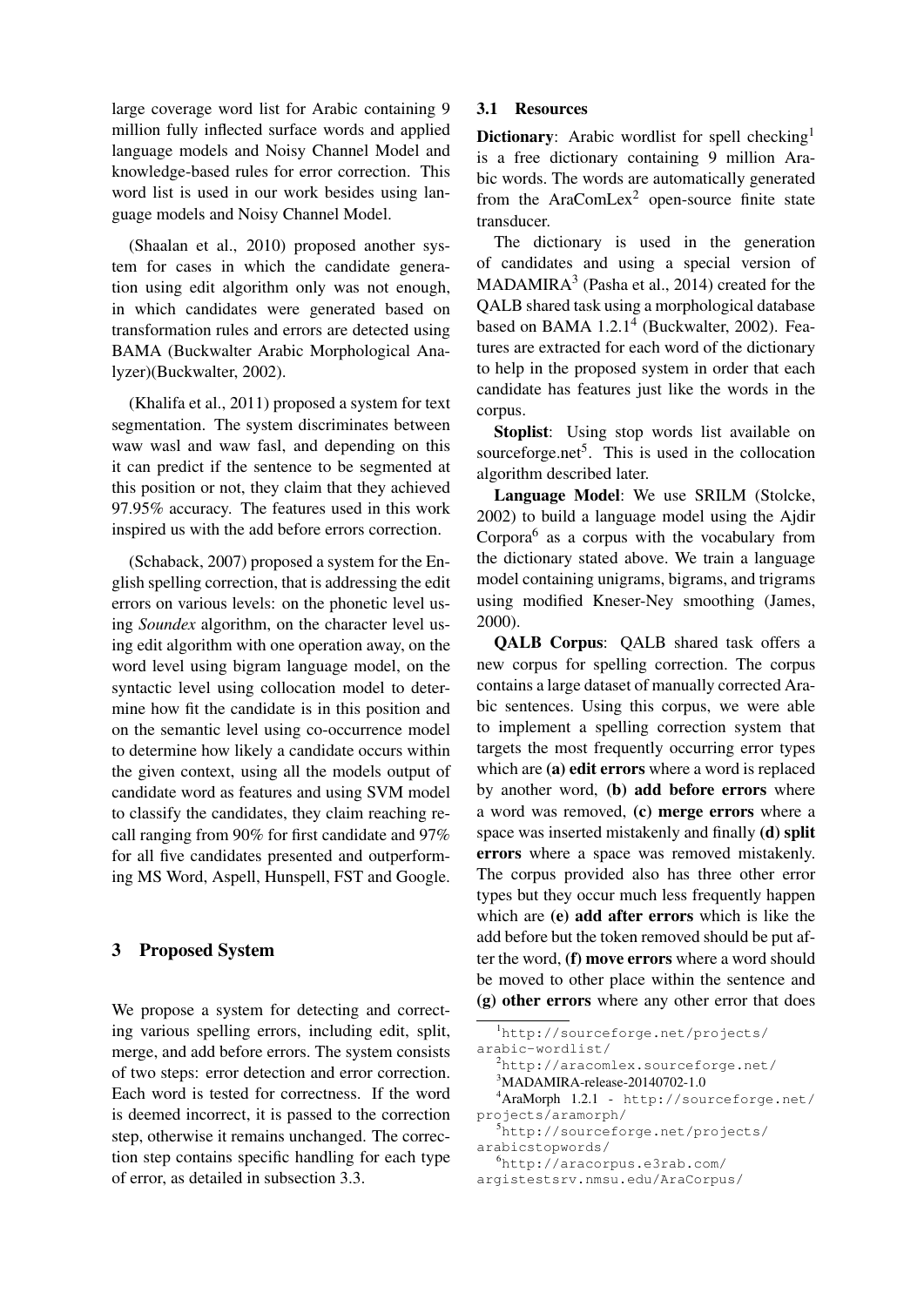large coverage word list for Arabic containing 9 million fully inflected surface words and applied language models and Noisy Channel Model and knowledge-based rules for error correction. This word list is used in our work besides using language models and Noisy Channel Model.

(Shaalan et al., 2010) proposed another system for cases in which the candidate generation using edit algorithm only was not enough, in which candidates were generated based on transformation rules and errors are detected using BAMA (Buckwalter Arabic Morphological Analyzer)(Buckwalter, 2002).

(Khalifa et al., 2011) proposed a system for text segmentation. The system discriminates between waw wasl and waw fasl, and depending on this it can predict if the sentence to be segmented at this position or not, they claim that they achieved 97.95% accuracy. The features used in this work inspired us with the add before errors correction.

(Schaback, 2007) proposed a system for the English spelling correction, that is addressing the edit errors on various levels: on the phonetic level using *Soundex* algorithm, on the character level using edit algorithm with one operation away, on the word level using bigram language model, on the syntactic level using collocation model to determine how fit the candidate is in this position and on the semantic level using co-occurrence model to determine how likely a candidate occurs within the given context, using all the models output of candidate word as features and using SVM model to classify the candidates, they claim reaching recall ranging from 90% for first candidate and 97% for all five candidates presented and outperforming MS Word, Aspell, Hunspell, FST and Google.

## 3 Proposed System

We propose a system for detecting and correcting various spelling errors, including edit, split, merge, and add before errors. The system consists of two steps: error detection and error correction. Each word is tested for correctness. If the word is deemed incorrect, it is passed to the correction step, otherwise it remains unchanged. The correction step contains specific handling for each type of error, as detailed in subsection 3.3.

### 3.1 Resources

**Dictionary**: Arabic wordlist for spell checking[1] is a free dictionary containing 9 million Arabic words. The words are automatically generated from the AraComLex[2] open-source finite state transducer.

The dictionary is used in the generation of candidates and using a special version of MADAMIRA[3] (Pasha et al., 2014) created for the QALB shared task using a morphological database based on BAMA 1.2.1[4] (Buckwalter, 2002). Features are extracted for each word of the dictionary to help in the proposed system in order that each candidate has features just like the words in the corpus.

**Stoplist**: Using stop words list available on sourceforge.net[5]. This is used in the collocation algorithm described later.

**Language Model**: We use SRILM (Stolcke, 2002) to build a language model using the Ajdir Corpora[6] as a corpus with the vocabulary from the dictionary stated above. We train a language model containing unigrams, bigrams, and trigrams using modified Kneser-Ney smoothing (James, 2000).

**QALB Corpus**: QALB shared task offers a new corpus for spelling correction. The corpus contains a large dataset of manually corrected Arabic sentences. Using this corpus, we were able to implement a spelling correction system that targets the most frequently occurring error types which are **(a) edit errors** where a word is replaced by another word, **(b) add before errors** where a word was removed, **(c) merge errors** where a space was inserted mistakenly and finally **(d) split errors** where a space was removed mistakenly. The corpus provided also has three other error types but they occur much less frequently happen which are **(e) add after errors** which is like the add before but the token removed should be put after the word, **(f) move errors** where a word should be moved to other place within the sentence and **(g) other errors** where any other error that does

[1] http://sourceforge.net/projects/arabic-wordlist/

[2] http://aracomlex.sourceforge.net/

[3] MADAMIRA-release-20140702-1.0

[4] AraMorph 1.2.1 - http://sourceforge.net/projects/aramorph/

[5] http://sourceforge.net/projects/arabicstopwords/

[6] http://aracorpus.e3rab.com/argistestsrv.nmsu.edu/AraCorpus/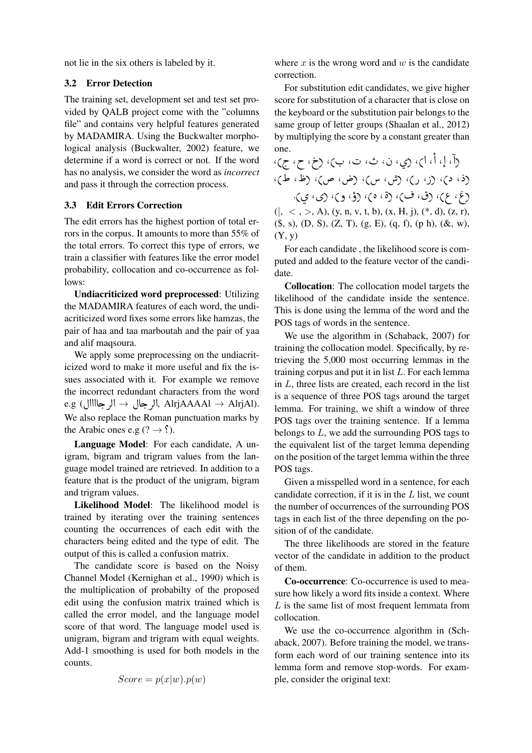not lie in the six others is labeled by it.

### 3.2 Error Detection

The training set, development set and test set provided by QALB project come with the "columns file" and contains very helpful features generated by MADAMIRA. Using the Buckwalter morphological analysis (Buckwalter, 2002) feature, we determine if a word is correct or not. If the word has no analysis, we consider the word as *incorrect* and pass it through the correction process.

### 3.3 Edit Errors Correction

The edit errors has the highest portion of total errors in the corpus. It amounts to more than 55% of the total errors. To correct this type of errors, we train a classifier with features like the error model probability, collocation and co-occurrence as follows:

**Undiacriticized word preprocessed**: Utilizing the MADAMIRA features of each word, the undiacriticized word fixes some errors like hamzas, the pair of haa and taa marboutah and the pair of yaa and alif maqsoura.

We apply some preprocessing on the undiacriticized word to make it more useful and fix the issues associated with it. For example we remove the incorrect redundant characters from the word e.g (الرجاااال → الرجال, AlrjAAAAl → AlrjAl). We also replace the Roman punctuation marks by the Arabic ones e.g (? → ؟).

**Language Model**: For each candidate, A unigram, bigram and trigram values from the language model trained are retrieved. In addition to a feature that is the product of the unigram, bigram and trigram values.

**Likelihood Model**: The likelihood model is trained by iterating over the training sentences counting the occurrences of each edit with the characters being edited and the type of edit. The output of this is called a confusion matrix.

The candidate score is based on the Noisy Channel Model (Kernighan et al., 1990) which is the multiplication of probabilty of the proposed edit using the confusion matrix trained which is called the error model, and the language model score of that word. The language model used is unigram, bigram and trigram with equal weights. Add-1 smoothing is used for both models in the counts.

$$Score = p(x|w).p(w)$$

where $x$ is the wrong word and $w$ is the candidate correction.

For substitution edit candidates, we give higher score for substitution of a character that is close on the keyboard or the substitution pair belongs to the same group of letter groups (Shaalan et al., 2012) by multiplying the score by a constant greater than one.

(آ، إ، أ، ا)، (ي، ن، ث، ت، ب)، (خ، ح، ج)، (ذ، د)، (ز، ر)، (ش، س)، (ض، ص)، (ظ، ط)، (غ، ع)، (ق، ف)، (ة، ه)، (ؤ، و)، (ى، ي).

(|, <, >, A), (y, n, v, t, b), (x, H, j), (*, d), (z, r), ($, s), (D, S), (Z, T), (g, E), (q, f), (p h), (&, w), (Y, y)

For each candidate , the likelihood score is computed and added to the feature vector of the candidate.

**Collocation**: The collocation model targets the likelihood of the candidate inside the sentence. This is done using the lemma of the word and the POS tags of words in the sentence.

We use the algorithm in (Schaback, 2007) for training the collocation model. Specifically, by retrieving the 5,000 most occurring lemmas in the training corpus and put it in list $L$. For each lemma in $L$, three lists are created, each record in the list is a sequence of three POS tags around the target lemma. For training, we shift a window of three POS tags over the training sentence. If a lemma belongs to $L$, we add the surrounding POS tags to the equivalent list of the target lemma depending on the position of the target lemma within the three POS tags.

Given a misspelled word in a sentence, for each candidate correction, if it is in the $L$ list, we count the number of occurrences of the surrounding POS tags in each list of the three depending on the position of of the candidate.

The three likelihoods are stored in the feature vector of the candidate in addition to the product of them.

**Co-occurrence**: Co-occurrence is used to measure how likely a word fits inside a context. Where $L$ is the same list of most frequent lemmata from collocation.

We use the co-occurrence algorithm in (Schaback, 2007). Before training the model, we transform each word of our training sentence into its lemma form and remove stop-words. For example, consider the original text: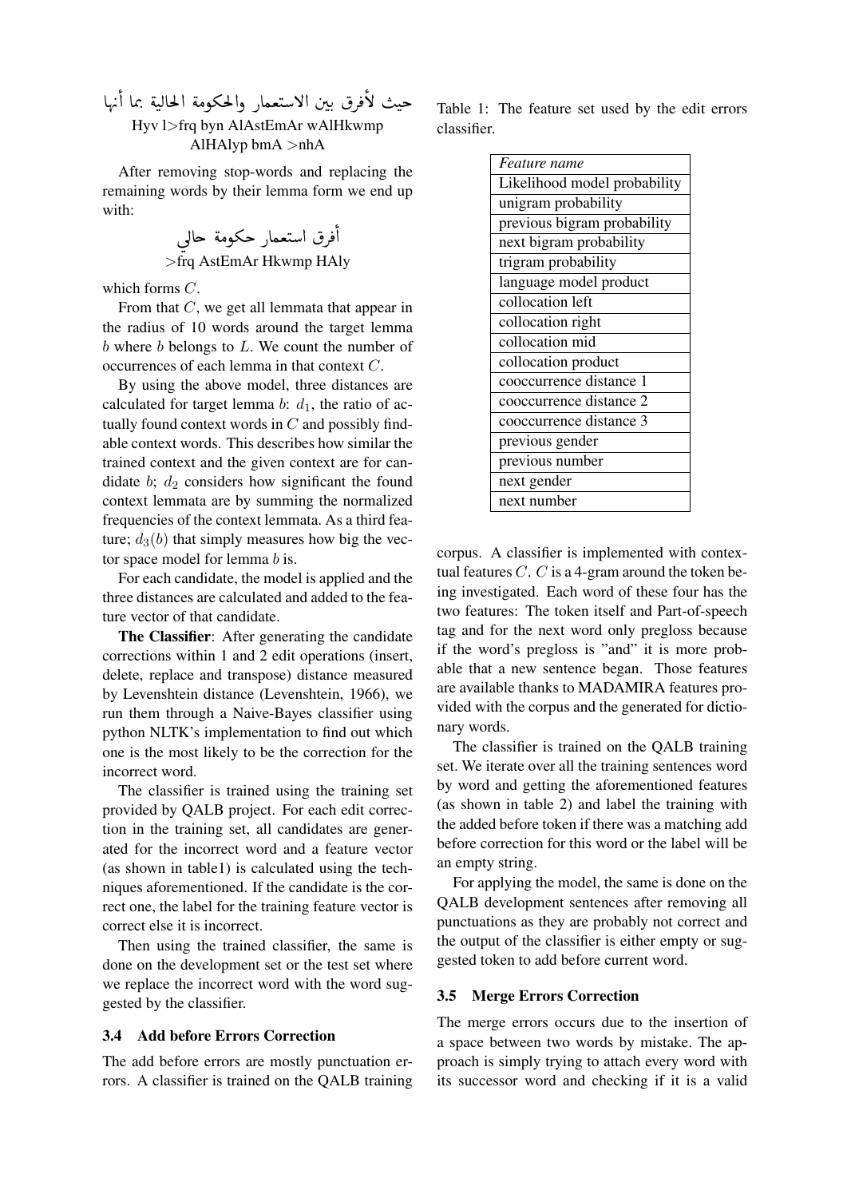حيث لأفرق بين الاستعمار والحكومة الحالية بما أنها
Hyv l>frq byn AlAstEmAr wAlHkwmp AlHAlyp bmA >nhA

After removing stop-words and replacing the remaining words by their lemma form we end up with:

أفرق استعمار حكومة حالي
>frq AstEmAr Hkwmp HAly

which forms $C$.

From that $C$, we get all lemmata that appear in the radius of 10 words around the target lemma $b$ where $b$ belongs to $L$. We count the number of occurrences of each lemma in that context $C$.

By using the above model, three distances are calculated for target lemma $b$: $d_1$, the ratio of actually found context words in $C$ and possibly findable context words. This describes how similar the trained context and the given context are for candidate $b$; $d_2$ considers how significant the found context lemmata are by summing the normalized frequencies of the context lemmata. As a third feature; $d_3(b)$ that simply measures how big the vector space model for lemma $b$ is.

For each candidate, the model is applied and the three distances are calculated and added to the feature vector of that candidate.

**The Classifier**: After generating the candidate corrections within 1 and 2 edit operations (insert, delete, replace and transpose) distance measured by Levenshtein distance (Levenshtein, 1966), we run them through a Naive-Bayes classifier using python NLTK's implementation to find out which one is the most likely to be the correction for the incorrect word.

The classifier is trained using the training set provided by QALB project. For each edit correction in the training set, all candidates are generated for the incorrect word and a feature vector (as shown in table1) is calculated using the techniques aforementioned. If the candidate is the correct one, the label for the training feature vector is correct else it is incorrect.

Then using the trained classifier, the same is done on the development set or the test set where we replace the incorrect word with the word suggested by the classifier.

### 3.4 Add before Errors Correction

The add before errors are mostly punctuation errors. A classifier is trained on the QALB training corpus. A classifier is implemented with contextual features $C$. $C$ is a 4-gram around the token being investigated. Each word of these four has the two features: The token itself and Part-of-speech tag and for the next word only pregloss because if the word's pregloss is "and" it is more probable that a new sentence began. Those features are available thanks to MADAMIRA features provided with the corpus and the generated for dictionary words.

The classifier is trained on the QALB training set. We iterate over all the training sentences word by word and getting the aforementioned features (as shown in table 2) and label the training with the added before token if there was a matching add before correction for this word or the label will be an empty string.

For applying the model, the same is done on the QALB development sentences after removing all punctuations as they are probably not correct and the output of the classifier is either empty or suggested token to add before current word.

### 3.5 Merge Errors Correction

The merge errors occurs due to the insertion of a space between two words by mistake. The approach is simply trying to attach every word with its successor word and checking if it is a valid

Table 1: The feature set used by the edit errors classifier.

| *Feature name* |
|---|
| Likelihood model probability |
| unigram probability |
| previous bigram probability |
| next bigram probability |
| trigram probability |
| language model product |
| collocation left |
| collocation right |
| collocation mid |
| collocation product |
| cooccurrence distance 1 |
| cooccurrence distance 2 |
| cooccurrence distance 3 |
| previous gender |
| previous number |
| next gender |
| next number |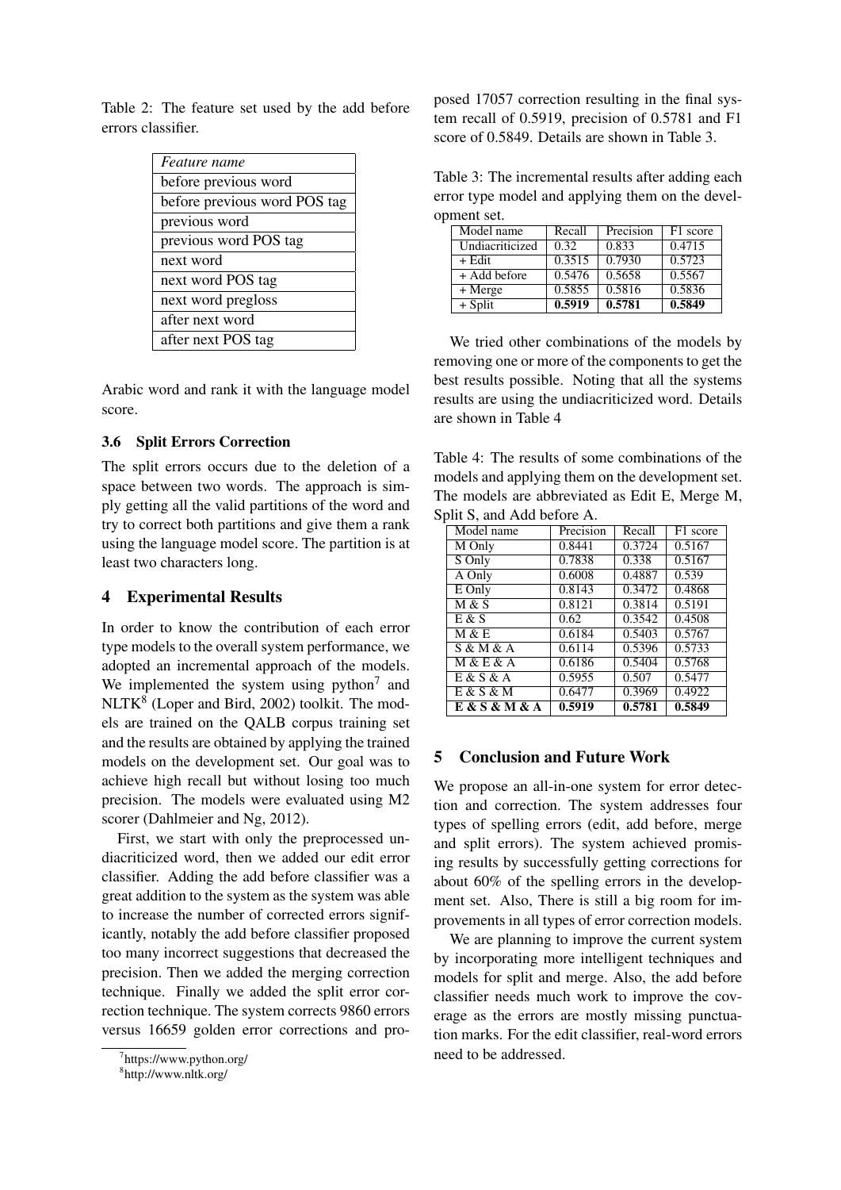Table 2: The feature set used by the add before errors classifier.

| *Feature name* |
|---|
| before previous word |
| before previous word POS tag |
| previous word |
| previous word POS tag |
| next word |
| next word POS tag |
| next word pregloss |
| after next word |
| after next POS tag |

Arabic word and rank it with the language model score.

### 3.6 Split Errors Correction

The split errors occurs due to the deletion of a space between two words. The approach is simply getting all the valid partitions of the word and try to correct both partitions and give them a rank using the language model score. The partition is at least two characters long.

## 4 Experimental Results

In order to know the contribution of each error type models to the overall system performance, we adopted an incremental approach of the models. We implemented the system using python[7] and NLTK[8] (Loper and Bird, 2002) toolkit. The models are trained on the QALB corpus training set and the results are obtained by applying the trained models on the development set. Our goal was to achieve high recall but without losing too much precision. The models were evaluated using M2 scorer (Dahlmeier and Ng, 2012).

First, we start with only the preprocessed undiacriticized word, then we added our edit error classifier. Adding the add before classifier was a great addition to the system as the system was able to increase the number of corrected errors significantly, notably the add before classifier proposed too many incorrect suggestions that decreased the precision. Then we added the merging correction technique. Finally we added the split error correction technique. The system corrects 9860 errors versus 16659 golden error corrections and proposed 17057 correction resulting in the final system recall of 0.5919, precision of 0.5781 and F1 score of 0.5849. Details are shown in Table 3.

Table 3: The incremental results after adding each error type model and applying them on the development set.

| Model name | Recall | Precision | F1 score |
|---|---|---|---|
| Undiacriticized | 0.32 | 0.833 | 0.4715 |
| + Edit | 0.3515 | 0.7930 | 0.5723 |
| + Add before | 0.5476 | 0.5658 | 0.5567 |
| + Merge | 0.5855 | 0.5816 | 0.5836 |
| + Split | **0.5919** | **0.5781** | **0.5849** |

We tried other combinations of the models by removing one or more of the components to get the best results possible. Noting that all the systems results are using the undiacriticized word. Details are shown in Table 4

Table 4: The results of some combinations of the models and applying them on the development set. The models are abbreviated as Edit E, Merge M, Split S, and Add before A.

| Model name | Precision | Recall | F1 score |
|---|---|---|---|
| M Only | 0.8441 | 0.3724 | 0.5167 |
| S Only | 0.7838 | 0.338 | 0.5167 |
| A Only | 0.6008 | 0.4887 | 0.539 |
| E Only | 0.8143 | 0.3472 | 0.4868 |
| M & S | 0.8121 | 0.3814 | 0.5191 |
| E & S | 0.62 | 0.3542 | 0.4508 |
| M & E | 0.6184 | 0.5403 | 0.5767 |
| S & M & A | 0.6114 | 0.5396 | 0.5733 |
| M & E & A | 0.6186 | 0.5404 | 0.5768 |
| E & S & A | 0.5955 | 0.507 | 0.5477 |
| E & S & M | 0.6477 | 0.3969 | 0.4922 |
| **E & S & M & A** | **0.5919** | **0.5781** | **0.5849** |

## 5 Conclusion and Future Work

We propose an all-in-one system for error detection and correction. The system addresses four types of spelling errors (edit, add before, merge and split errors). The system achieved promising results by successfully getting corrections for about 60% of the spelling errors in the development set. Also, There is still a big room for improvements in all types of error correction models.

We are planning to improve the current system by incorporating more intelligent techniques and models for split and merge. Also, the add before classifier needs much work to improve the coverage as the errors are mostly missing punctuation marks. For the edit classifier, real-word errors need to be addressed.

[7]https://www.python.org/

[8]http://www.nltk.org/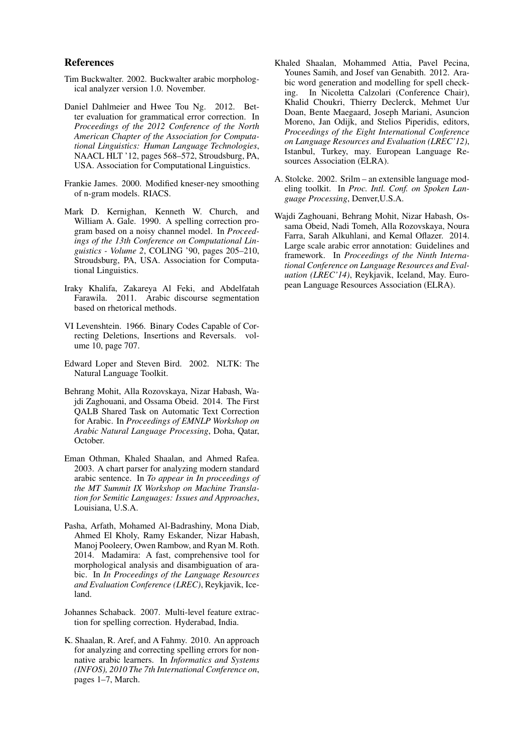## References

Tim Buckwalter. 2002. Buckwalter arabic morphological analyzer version 1.0. November.

Daniel Dahlmeier and Hwee Tou Ng. 2012. Better evaluation for grammatical error correction. In *Proceedings of the 2012 Conference of the North American Chapter of the Association for Computational Linguistics: Human Language Technologies*, NAACL HLT '12, pages 568–572, Stroudsburg, PA, USA. Association for Computational Linguistics.

Frankie James. 2000. Modified kneser-ney smoothing of n-gram models. RIACS.

Mark D. Kernighan, Kenneth W. Church, and William A. Gale. 1990. A spelling correction program based on a noisy channel model. In *Proceedings of the 13th Conference on Computational Linguistics - Volume 2*, COLING '90, pages 205–210, Stroudsburg, PA, USA. Association for Computational Linguistics.

Iraky Khalifa, Zakareya Al Feki, and Abdelfatah Farawila. 2011. Arabic discourse segmentation based on rhetorical methods.

VI Levenshtein. 1966. Binary Codes Capable of Correcting Deletions, Insertions and Reversals. volume 10, page 707.

Edward Loper and Steven Bird. 2002. NLTK: The Natural Language Toolkit.

Behrang Mohit, Alla Rozovskaya, Nizar Habash, Wajdi Zaghouani, and Ossama Obeid. 2014. The First QALB Shared Task on Automatic Text Correction for Arabic. In *Proceedings of EMNLP Workshop on Arabic Natural Language Processing*, Doha, Qatar, October.

Eman Othman, Khaled Shaalan, and Ahmed Rafea. 2003. A chart parser for analyzing modern standard arabic sentence. In *To appear in In proceedings of the MT Summit IX Workshop on Machine Translation for Semitic Languages: Issues and Approaches*, Louisiana, U.S.A.

Pasha, Arfath, Mohamed Al-Badrashiny, Mona Diab, Ahmed El Kholy, Ramy Eskander, Nizar Habash, Manoj Pooleery, Owen Rambow, and Ryan M. Roth. 2014. Madamira: A fast, comprehensive tool for morphological analysis and disambiguation of arabic. In *In Proceedings of the Language Resources and Evaluation Conference (LREC)*, Reykjavik, Iceland.

Johannes Schaback. 2007. Multi-level feature extraction for spelling correction. Hyderabad, India.

K. Shaalan, R. Aref, and A Fahmy. 2010. An approach for analyzing and correcting spelling errors for non-native arabic learners. In *Informatics and Systems (INFOS), 2010 The 7th International Conference on*, pages 1–7, March.

Khaled Shaalan, Mohammed Attia, Pavel Pecina, Younes Samih, and Josef van Genabith. 2012. Arabic word generation and modelling for spell checking. In Nicoletta Calzolari (Conference Chair), Khalid Choukri, Thierry Declerck, Mehmet Uur Doan, Bente Maegaard, Joseph Mariani, Asuncion Moreno, Jan Odijk, and Stelios Piperidis, editors, *Proceedings of the Eight International Conference on Language Resources and Evaluation (LREC'12)*, Istanbul, Turkey, may. European Language Resources Association (ELRA).

A. Stolcke. 2002. Srilm – an extensible language modeling toolkit. In *Proc. Intl. Conf. on Spoken Language Processing*, Denver,U.S.A.

Wajdi Zaghouani, Behrang Mohit, Nizar Habash, Ossama Obeid, Nadi Tomeh, Alla Rozovskaya, Noura Farra, Sarah Alkuhlani, and Kemal Oflazer. 2014. Large scale arabic error annotation: Guidelines and framework. In *Proceedings of the Ninth International Conference on Language Resources and Evaluation (LREC'14)*, Reykjavik, Iceland, May. European Language Resources Association (ELRA).